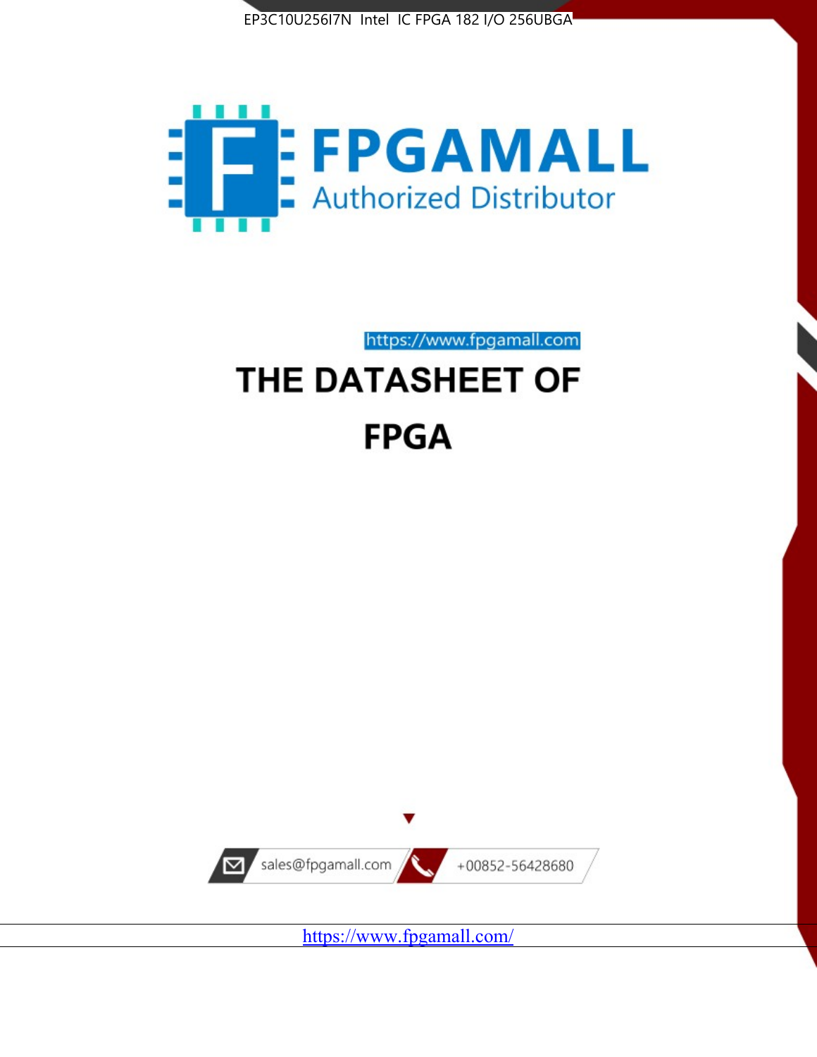EP3C10U256I7N Intel IC FPGA 182 I/O 256UBGA

FPGAMALL

Authorized Distributor

https://www.fpgamall.com

# THE DATASHEET OF

# FPGA

sales@fpgamall.com

+00852-56428680

https://www.fpgamall.com/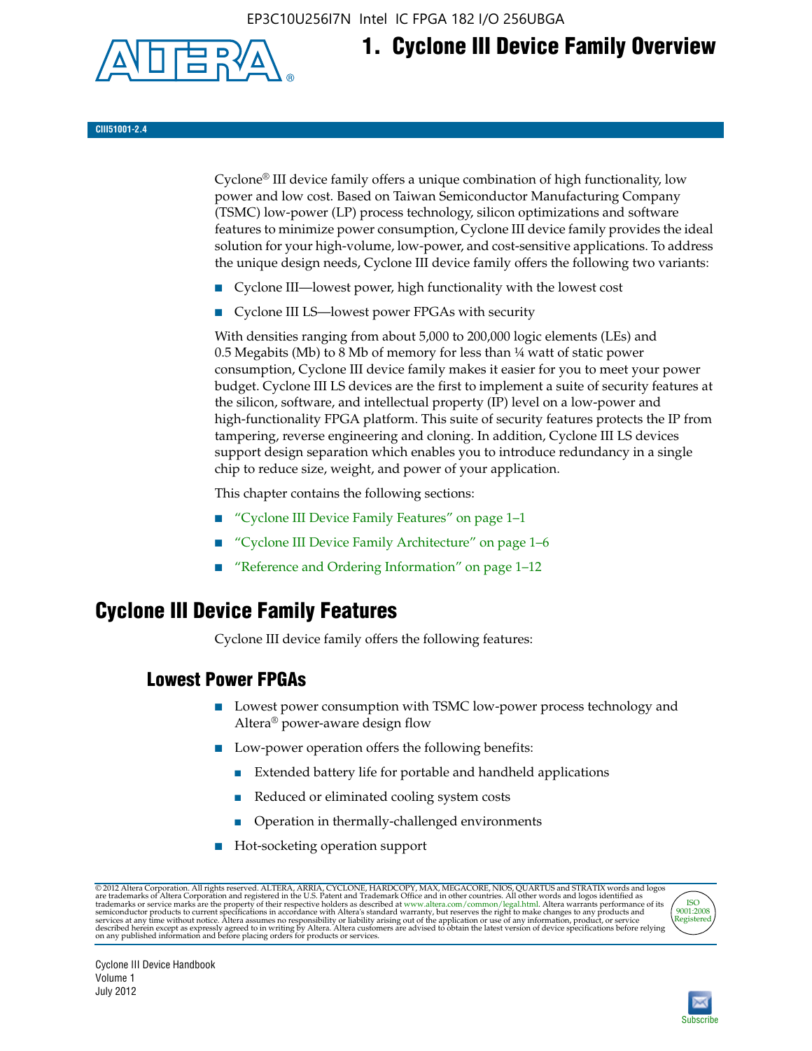# 1. Cyclone III Device Family Overview

CIII51001-2.4

Cyclone® III device family offers a unique combination of high functionality, low power and low cost. Based on Taiwan Semiconductor Manufacturing Company (TSMC) low-power (LP) process technology, silicon optimizations and software features to minimize power consumption, Cyclone III device family provides the ideal solution for your high-volume, low-power, and cost-sensitive applications. To address the unique design needs, Cyclone III device family offers the following two variants:

- Cyclone III—lowest power, high functionality with the lowest cost
- Cyclone III LS—lowest power FPGAs with security

With densities ranging from about 5,000 to 200,000 logic elements (LEs) and 0.5 Megabits (Mb) to 8 Mb of memory for less than ¼ watt of static power consumption, Cyclone III device family makes it easier for you to meet your power budget. Cyclone III LS devices are the first to implement a suite of security features at the silicon, software, and intellectual property (IP) level on a low-power and high-functionality FPGA platform. This suite of security features protects the IP from tampering, reverse engineering and cloning. In addition, Cyclone III LS devices support design separation which enables you to introduce redundancy in a single chip to reduce size, weight, and power of your application.

This chapter contains the following sections:

- "Cyclone III Device Family Features" on page 1–1
- "Cyclone III Device Family Architecture" on page 1–6
- "Reference and Ordering Information" on page 1–12

## Cyclone III Device Family Features

Cyclone III device family offers the following features:

### Lowest Power FPGAs

- Lowest power consumption with TSMC low-power process technology and Altera® power-aware design flow
- Low-power operation offers the following benefits:
  - Extended battery life for portable and handheld applications
  - Reduced or eliminated cooling system costs
  - Operation in thermally-challenged environments
- Hot-socketing operation support

© 2012 Altera Corporation. All rights reserved. ALTERA, ARRIA, CYCLONE, HARDCOPY, MAX, MEGACORE, NIOS, QUARTUS and STRATIX words and logos are trademarks of Altera Corporation and registered in the U.S. Patent and Trademark Office and in other countries. All other words and logos identified as trademarks or service marks are the property of their respective holders as described at www.altera.com/common/legal.html. Altera warrants performance of its semiconductor products to current specifications in accordance with Altera's standard warranty, but reserves the right to make changes to any products and services at any time without notice. Altera assumes no responsibility or liability arising out of the application or use of any information, product, or service described herein except as expressly agreed to in writing by Altera. Altera customers are advised to obtain the latest version of device specifications before relying on any published information and before placing orders for products or services.

Cyclone III Device Handbook
Volume 1
July 2012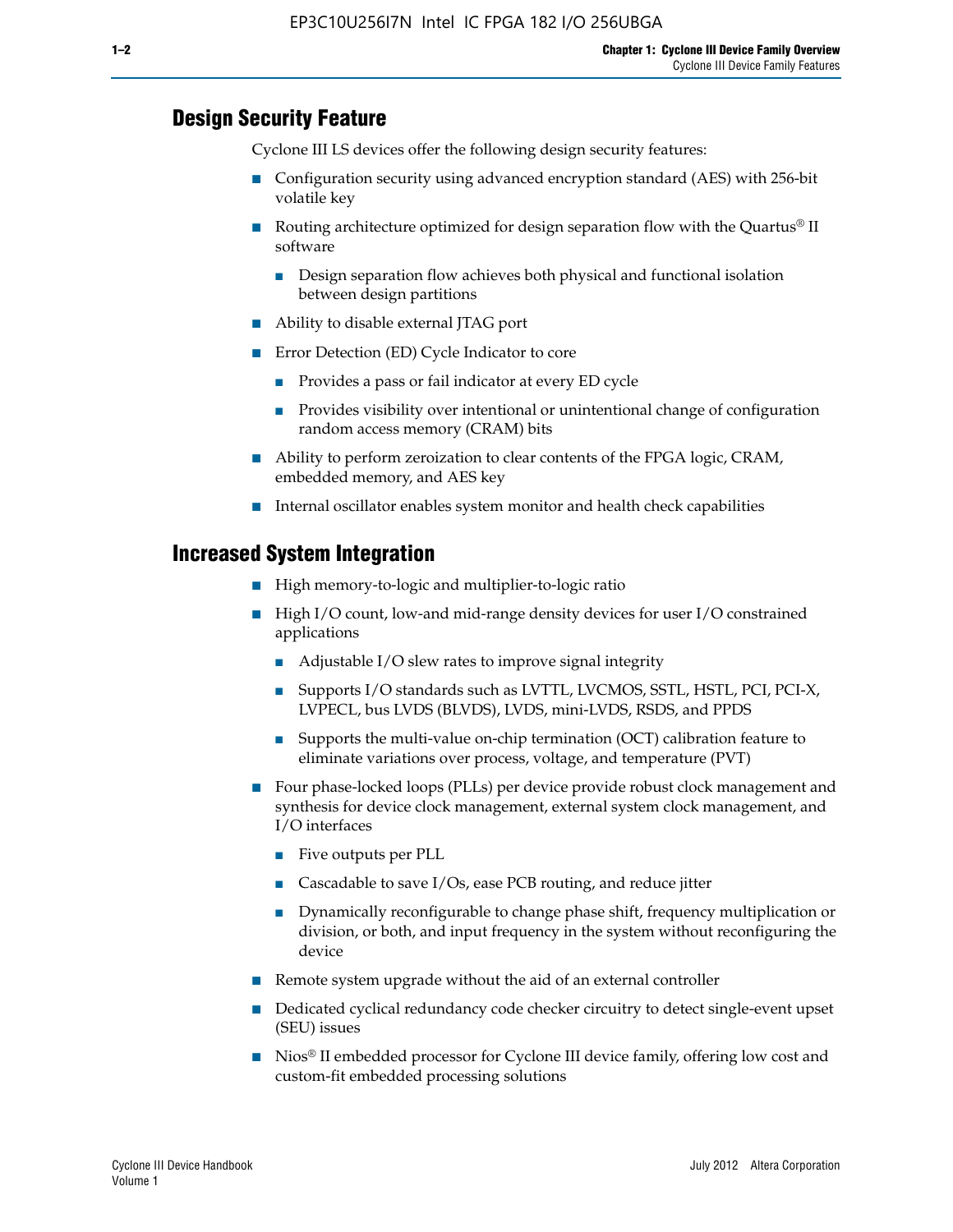## Design Security Feature

Cyclone III LS devices offer the following design security features:

- Configuration security using advanced encryption standard (AES) with 256-bit volatile key
- Routing architecture optimized for design separation flow with the Quartus® II software
  - Design separation flow achieves both physical and functional isolation between design partitions
- Ability to disable external JTAG port
- Error Detection (ED) Cycle Indicator to core
  - Provides a pass or fail indicator at every ED cycle
  - Provides visibility over intentional or unintentional change of configuration random access memory (CRAM) bits
- Ability to perform zeroization to clear contents of the FPGA logic, CRAM, embedded memory, and AES key
- Internal oscillator enables system monitor and health check capabilities

## Increased System Integration

- High memory-to-logic and multiplier-to-logic ratio
- High I/O count, low-and mid-range density devices for user I/O constrained applications
  - Adjustable I/O slew rates to improve signal integrity
  - Supports I/O standards such as LVTTL, LVCMOS, SSTL, HSTL, PCI, PCI-X, LVPECL, bus LVDS (BLVDS), LVDS, mini-LVDS, RSDS, and PPDS
  - Supports the multi-value on-chip termination (OCT) calibration feature to eliminate variations over process, voltage, and temperature (PVT)
- Four phase-locked loops (PLLs) per device provide robust clock management and synthesis for device clock management, external system clock management, and I/O interfaces
  - Five outputs per PLL
  - Cascadable to save I/Os, ease PCB routing, and reduce jitter
  - Dynamically reconfigurable to change phase shift, frequency multiplication or division, or both, and input frequency in the system without reconfiguring the device
- Remote system upgrade without the aid of an external controller
- Dedicated cyclical redundancy code checker circuitry to detect single-event upset (SEU) issues
- Nios® II embedded processor for Cyclone III device family, offering low cost and custom-fit embedded processing solutions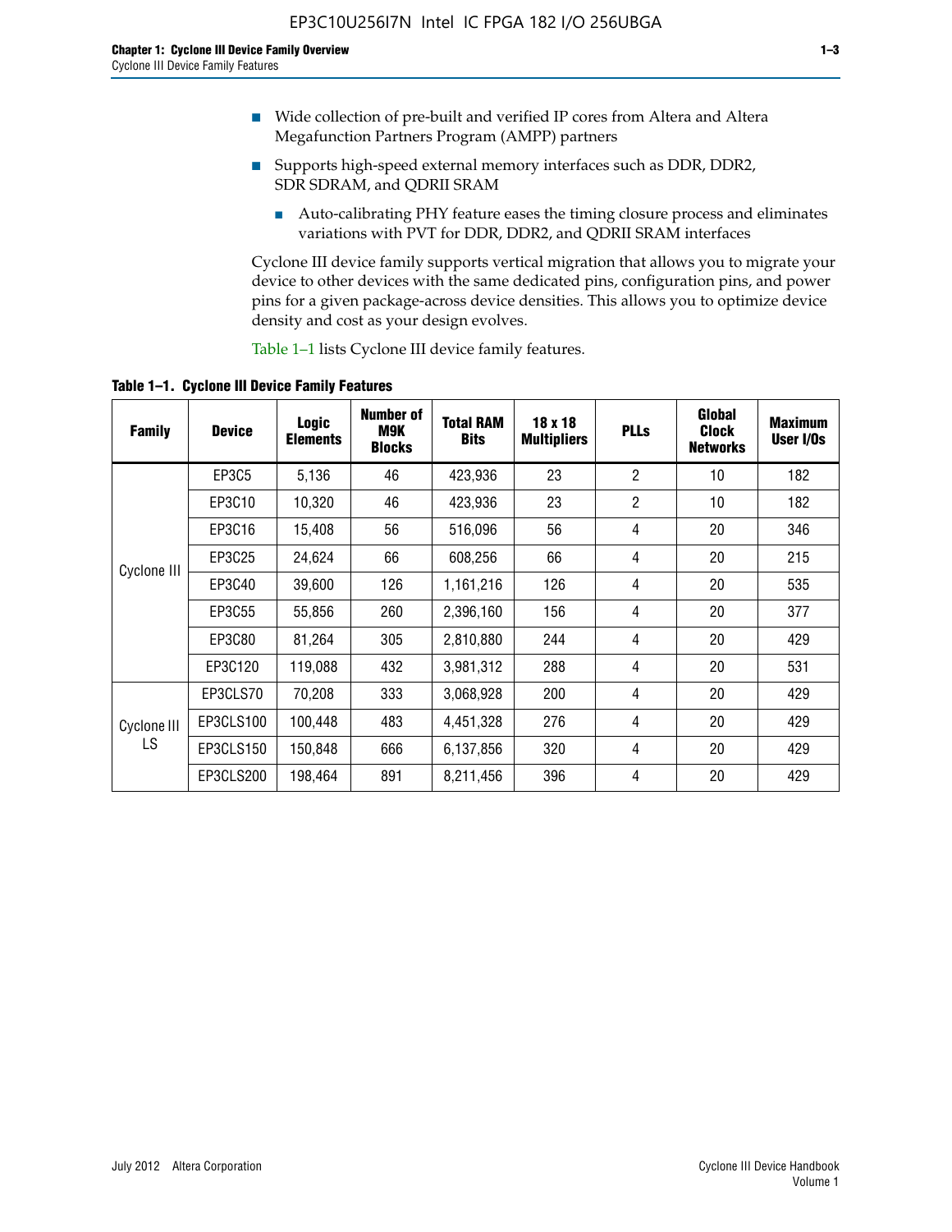- Wide collection of pre-built and verified IP cores from Altera and Altera Megafunction Partners Program (AMPP) partners
- Supports high-speed external memory interfaces such as DDR, DDR2, SDR SDRAM, and QDRII SRAM
  - Auto-calibrating PHY feature eases the timing closure process and eliminates variations with PVT for DDR, DDR2, and QDRII SRAM interfaces

Cyclone III device family supports vertical migration that allows you to migrate your device to other devices with the same dedicated pins, configuration pins, and power pins for a given package-across device densities. This allows you to optimize device density and cost as your design evolves.

Table 1–1 lists Cyclone III device family features.

**Table 1–1. Cyclone III Device Family Features**

| Family | Device | Logic Elements | Number of M9K Blocks | Total RAM Bits | 18 x 18 Multipliers | PLLs | Global Clock Networks | Maximum User I/Os |
|---|---|---|---|---|---|---|---|---|
| Cyclone III | EP3C5 | 5,136 | 46 | 423,936 | 23 | 2 | 10 | 182 |
| | EP3C10 | 10,320 | 46 | 423,936 | 23 | 2 | 10 | 182 |
| | EP3C16 | 15,408 | 56 | 516,096 | 56 | 4 | 20 | 346 |
| | EP3C25 | 24,624 | 66 | 608,256 | 66 | 4 | 20 | 215 |
| | EP3C40 | 39,600 | 126 | 1,161,216 | 126 | 4 | 20 | 535 |
| | EP3C55 | 55,856 | 260 | 2,396,160 | 156 | 4 | 20 | 377 |
| | EP3C80 | 81,264 | 305 | 2,810,880 | 244 | 4 | 20 | 429 |
| | EP3C120 | 119,088 | 432 | 3,981,312 | 288 | 4 | 20 | 531 |
| Cyclone III LS | EP3CLS70 | 70,208 | 333 | 3,068,928 | 200 | 4 | 20 | 429 |
| | EP3CLS100 | 100,448 | 483 | 4,451,328 | 276 | 4 | 20 | 429 |
| | EP3CLS150 | 150,848 | 666 | 6,137,856 | 320 | 4 | 20 | 429 |
| | EP3CLS200 | 198,464 | 891 | 8,211,456 | 396 | 4 | 20 | 429 |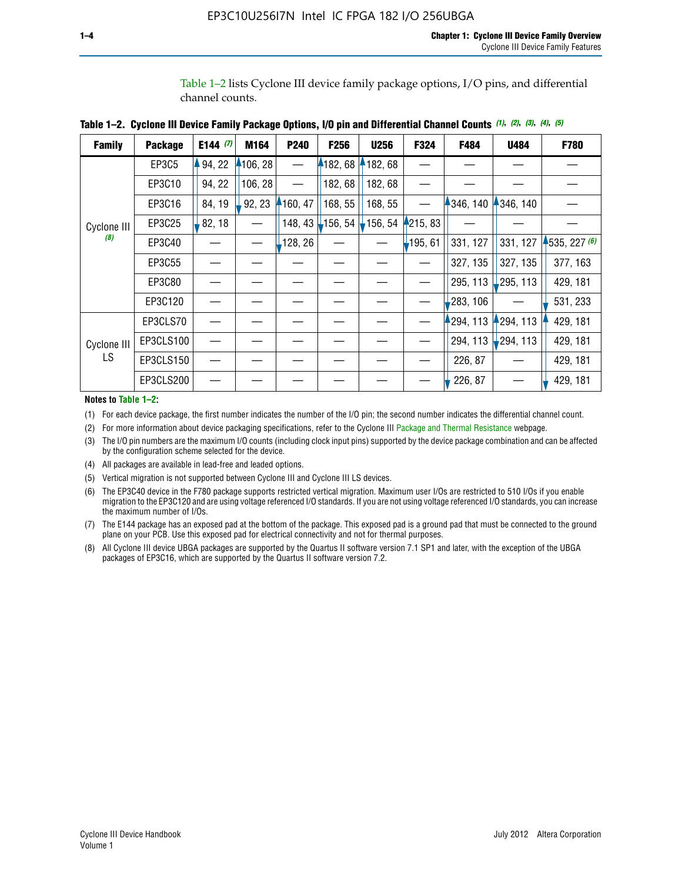Table 1–2 lists Cyclone III device family package options, I/O pins, and differential channel counts.

**Table 1–2. Cyclone III Device Family Package Options, I/O pin and Differential Channel Counts** *(1), (2), (3), (4), (5)*

| Family | Package | E144 *(7)* | M164 | P240 | F256 | U256 | F324 | F484 | U484 | F780 |
|---|---|---|---|---|---|---|---|---|---|---|
| Cyclone III *(8)* | EP3C5 | 94, 22 | 106, 28 | — | 182, 68 | 182, 68 | — | — | — | — |
| | EP3C10 | 94, 22 | 106, 28 | — | 182, 68 | 182, 68 | — | — | — | — |
| | EP3C16 | 84, 19 | 92, 23 | 160, 47 | 168, 55 | 168, 55 | — | 346, 140 | 346, 140 | — |
| | EP3C25 | 82, 18 | — | 148, 43 | 156, 54 | 156, 54 | 215, 83 | — | — | — |
| | EP3C40 | — | — | 128, 26 | — | — | 195, 61 | 331, 127 | 331, 127 | 535, 227 *(6)* |
| | EP3C55 | — | — | — | — | — | — | 327, 135 | 327, 135 | 377, 163 |
| | EP3C80 | — | — | — | — | — | — | 295, 113 | 295, 113 | 429, 181 |
| | EP3C120 | — | — | — | — | — | — | 283, 106 | — | 531, 233 |
| Cyclone III LS | EP3CLS70 | — | — | — | — | — | — | 294, 113 | 294, 113 | 429, 181 |
| | EP3CLS100 | — | — | — | — | — | — | 294, 113 | 294, 113 | 429, 181 |
| | EP3CLS150 | — | — | — | — | — | — | 226, 87 | — | 429, 181 |
| | EP3CLS200 | — | — | — | — | — | — | 226, 87 | — | 429, 181 |

**Notes to Table 1–2:**

(1) For each device package, the first number indicates the number of the I/O pin; the second number indicates the differential channel count.

(2) For more information about device packaging specifications, refer to the Cyclone III Package and Thermal Resistance webpage.

(3) The I/O pin numbers are the maximum I/O counts (including clock input pins) supported by the device package combination and can be affected by the configuration scheme selected for the device.

(4) All packages are available in lead-free and leaded options.

(5) Vertical migration is not supported between Cyclone III and Cyclone III LS devices.

(6) The EP3C40 device in the F780 package supports restricted vertical migration. Maximum user I/Os are restricted to 510 I/Os if you enable migration to the EP3C120 and are using voltage referenced I/O standards. If you are not using voltage referenced I/O standards, you can increase the maximum number of I/Os.

(7) The E144 package has an exposed pad at the bottom of the package. This exposed pad is a ground pad that must be connected to the ground plane on your PCB. Use this exposed pad for electrical connectivity and not for thermal purposes.

(8) All Cyclone III device UBGA packages are supported by the Quartus II software version 7.1 SP1 and later, with the exception of the UBGA packages of EP3C16, which are supported by the Quartus II software version 7.2.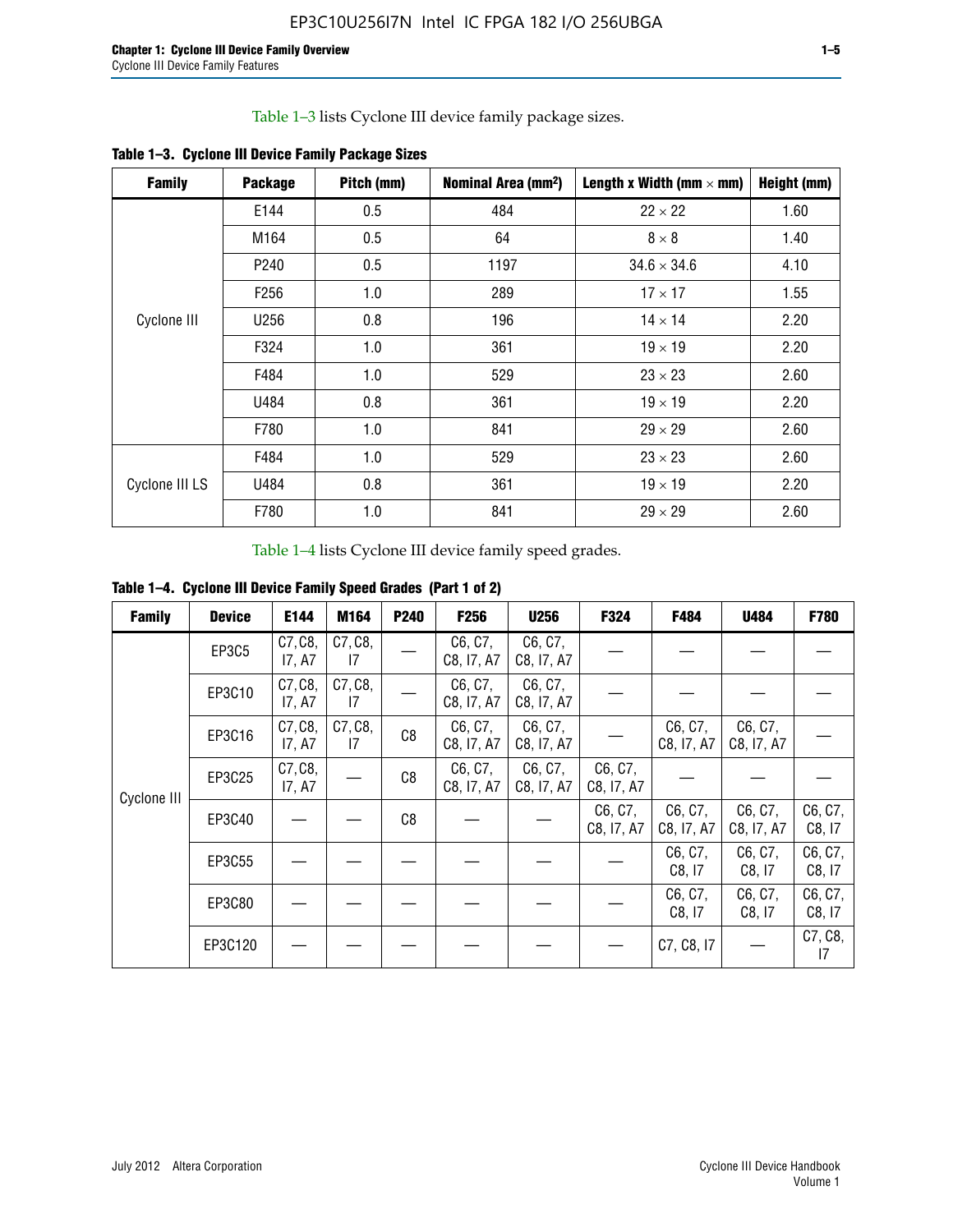Table 1–3 lists Cyclone III device family package sizes.

**Table 1–3. Cyclone III Device Family Package Sizes**

| Family | Package | Pitch (mm) | Nominal Area (mm²) | Length x Width (mm × mm) | Height (mm) |
|---|---|---|---|---|---|
| Cyclone III | E144 | 0.5 | 484 | 22 × 22 | 1.60 |
| | M164 | 0.5 | 64 | 8 × 8 | 1.40 |
| | P240 | 0.5 | 1197 | 34.6 × 34.6 | 4.10 |
| | F256 | 1.0 | 289 | 17 × 17 | 1.55 |
| | U256 | 0.8 | 196 | 14 × 14 | 2.20 |
| | F324 | 1.0 | 361 | 19 × 19 | 2.20 |
| | F484 | 1.0 | 529 | 23 × 23 | 2.60 |
| | U484 | 0.8 | 361 | 19 × 19 | 2.20 |
| | F780 | 1.0 | 841 | 29 × 29 | 2.60 |
| Cyclone III LS | F484 | 1.0 | 529 | 23 × 23 | 2.60 |
| | U484 | 0.8 | 361 | 19 × 19 | 2.20 |
| | F780 | 1.0 | 841 | 29 × 29 | 2.60 |

Table 1–4 lists Cyclone III device family speed grades.

**Table 1–4. Cyclone III Device Family Speed Grades (Part 1 of 2)**

| Family | Device | E144 | M164 | P240 | F256 | U256 | F324 | F484 | U484 | F780 |
|---|---|---|---|---|---|---|---|---|---|---|
| Cyclone III | EP3C5 | C7, C8, I7, A7 | C7, C8, I7 | — | C6, C7, C8, I7, A7 | C6, C7, C8, I7, A7 | — | — | — | — |
| | EP3C10 | C7, C8, I7, A7 | C7, C8, I7 | — | C6, C7, C8, I7, A7 | C6, C7, C8, I7, A7 | — | — | — | — |
| | EP3C16 | C7, C8, I7, A7 | C7, C8, I7 | C8 | C6, C7, C8, I7, A7 | C6, C7, C8, I7, A7 | — | C6, C7, C8, I7, A7 | C6, C7, C8, I7, A7 | — |
| | EP3C25 | C7, C8, I7, A7 | — | C8 | C6, C7, C8, I7, A7 | C6, C7, C8, I7, A7 | C6, C7, C8, I7, A7 | — | — | — |
| | EP3C40 | — | — | C8 | — | — | C6, C7, C8, I7, A7 | C6, C7, C8, I7, A7 | C6, C7, C8, I7, A7 | C6, C7, C8, I7 |
| | EP3C55 | — | — | — | — | — | — | C6, C7, C8, I7 | C6, C7, C8, I7 | C6, C7, C8, I7 |
| | EP3C80 | — | — | — | — | — | — | C6, C7, C8, I7 | C6, C7, C8, I7 | C6, C7, C8, I7 |
| | EP3C120 | — | — | — | — | — | — | C7, C8, I7 | — | C7, C8, I7 |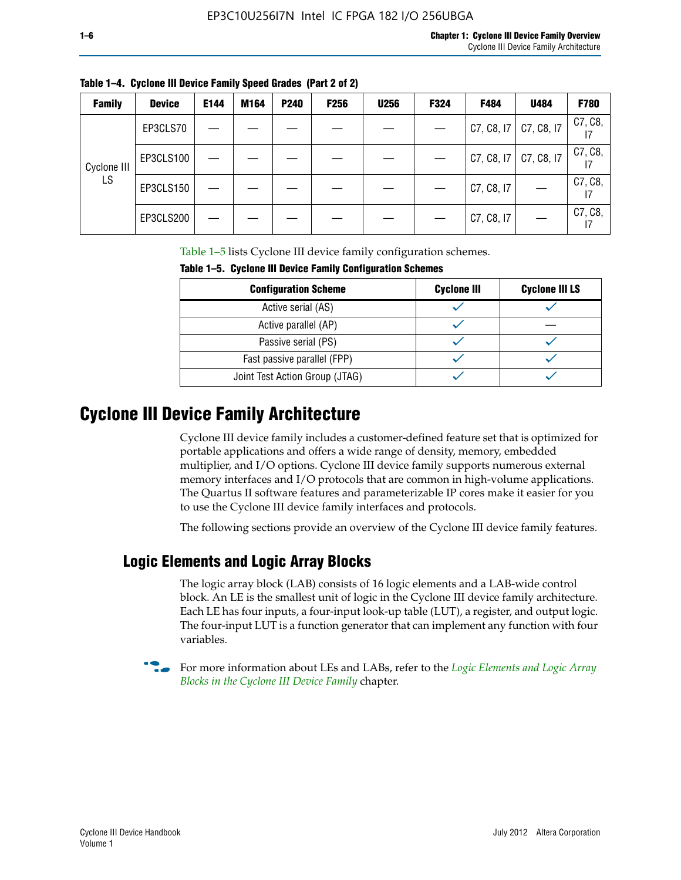**Table 1–4. Cyclone III Device Family Speed Grades (Part 2 of 2)**

| Family | Device | E144 | M164 | P240 | F256 | U256 | F324 | F484 | U484 | F780 |
|---|---|---|---|---|---|---|---|---|---|---|
| Cyclone III LS | EP3CLS70 | — | — | — | — | — | — | C7, C8, I7 | C7, C8, I7 | C7, C8, I7 |
| | EP3CLS100 | — | — | — | — | — | — | C7, C8, I7 | C7, C8, I7 | C7, C8, I7 |
| | EP3CLS150 | — | — | — | — | — | — | C7, C8, I7 | — | C7, C8, I7 |
| | EP3CLS200 | — | — | — | — | — | — | C7, C8, I7 | — | C7, C8, I7 |

Table 1–5 lists Cyclone III device family configuration schemes.

**Table 1–5. Cyclone III Device Family Configuration Schemes**

| Configuration Scheme | Cyclone III | Cyclone III LS |
|---|---|---|
| Active serial (AS) | ✓ | ✓ |
| Active parallel (AP) | ✓ | — |
| Passive serial (PS) | ✓ | ✓ |
| Fast passive parallel (FPP) | ✓ | ✓ |
| Joint Test Action Group (JTAG) | ✓ | ✓ |

# Cyclone III Device Family Architecture

Cyclone III device family includes a customer-defined feature set that is optimized for portable applications and offers a wide range of density, memory, embedded multiplier, and I/O options. Cyclone III device family supports numerous external memory interfaces and I/O protocols that are common in high-volume applications. The Quartus II software features and parameterizable IP cores make it easier for you to use the Cyclone III device family interfaces and protocols.

The following sections provide an overview of the Cyclone III device family features.

## Logic Elements and Logic Array Blocks

The logic array block (LAB) consists of 16 logic elements and a LAB-wide control block. An LE is the smallest unit of logic in the Cyclone III device family architecture. Each LE has four inputs, a four-input look-up table (LUT), a register, and output logic. The four-input LUT is a function generator that can implement any function with four variables.

For more information about LEs and LABs, refer to the *Logic Elements and Logic Array Blocks in the Cyclone III Device Family* chapter.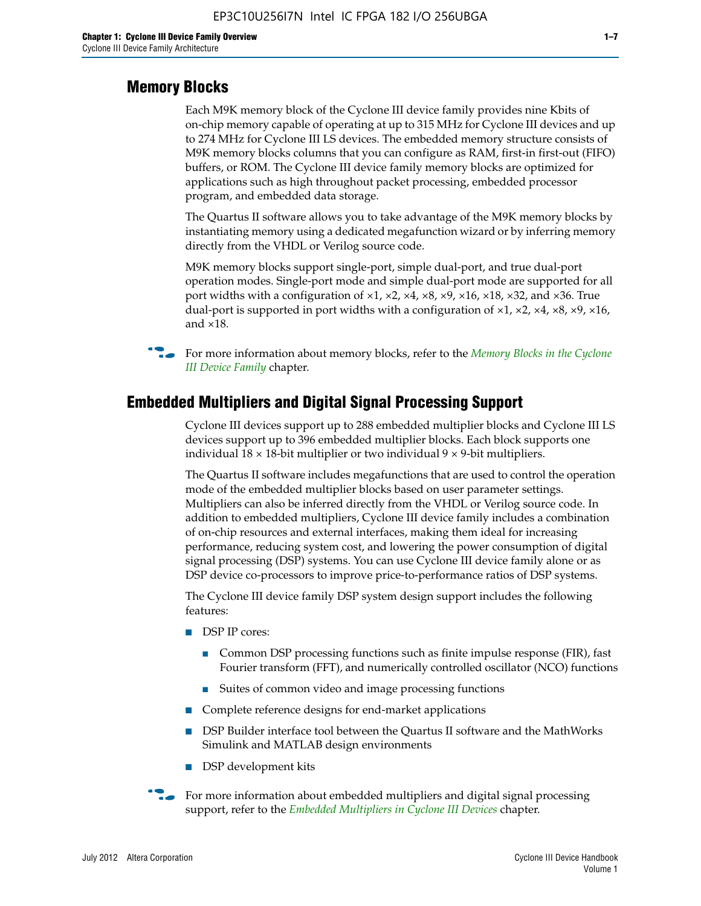## Memory Blocks

Each M9K memory block of the Cyclone III device family provides nine Kbits of on-chip memory capable of operating at up to 315 MHz for Cyclone III devices and up to 274 MHz for Cyclone III LS devices. The embedded memory structure consists of M9K memory blocks columns that you can configure as RAM, first-in first-out (FIFO) buffers, or ROM. The Cyclone III device family memory blocks are optimized for applications such as high throughout packet processing, embedded processor program, and embedded data storage.

The Quartus II software allows you to take advantage of the M9K memory blocks by instantiating memory using a dedicated megafunction wizard or by inferring memory directly from the VHDL or Verilog source code.

M9K memory blocks support single-port, simple dual-port, and true dual-port operation modes. Single-port mode and simple dual-port mode are supported for all port widths with a configuration of ×1, ×2, ×4, ×8, ×9, ×16, ×18, ×32, and ×36. True dual-port is supported in port widths with a configuration of ×1, ×2, ×4, ×8, ×9, ×16, and ×18.

For more information about memory blocks, refer to the *Memory Blocks in the Cyclone III Device Family* chapter.

## Embedded Multipliers and Digital Signal Processing Support

Cyclone III devices support up to 288 embedded multiplier blocks and Cyclone III LS devices support up to 396 embedded multiplier blocks. Each block supports one individual 18 × 18-bit multiplier or two individual 9 × 9-bit multipliers.

The Quartus II software includes megafunctions that are used to control the operation mode of the embedded multiplier blocks based on user parameter settings. Multipliers can also be inferred directly from the VHDL or Verilog source code. In addition to embedded multipliers, Cyclone III device family includes a combination of on-chip resources and external interfaces, making them ideal for increasing performance, reducing system cost, and lowering the power consumption of digital signal processing (DSP) systems. You can use Cyclone III device family alone or as DSP device co-processors to improve price-to-performance ratios of DSP systems.

The Cyclone III device family DSP system design support includes the following features:

- DSP IP cores:
  - Common DSP processing functions such as finite impulse response (FIR), fast Fourier transform (FFT), and numerically controlled oscillator (NCO) functions
  - Suites of common video and image processing functions
- Complete reference designs for end-market applications
- DSP Builder interface tool between the Quartus II software and the MathWorks Simulink and MATLAB design environments
- DSP development kits

For more information about embedded multipliers and digital signal processing support, refer to the *Embedded Multipliers in Cyclone III Devices* chapter.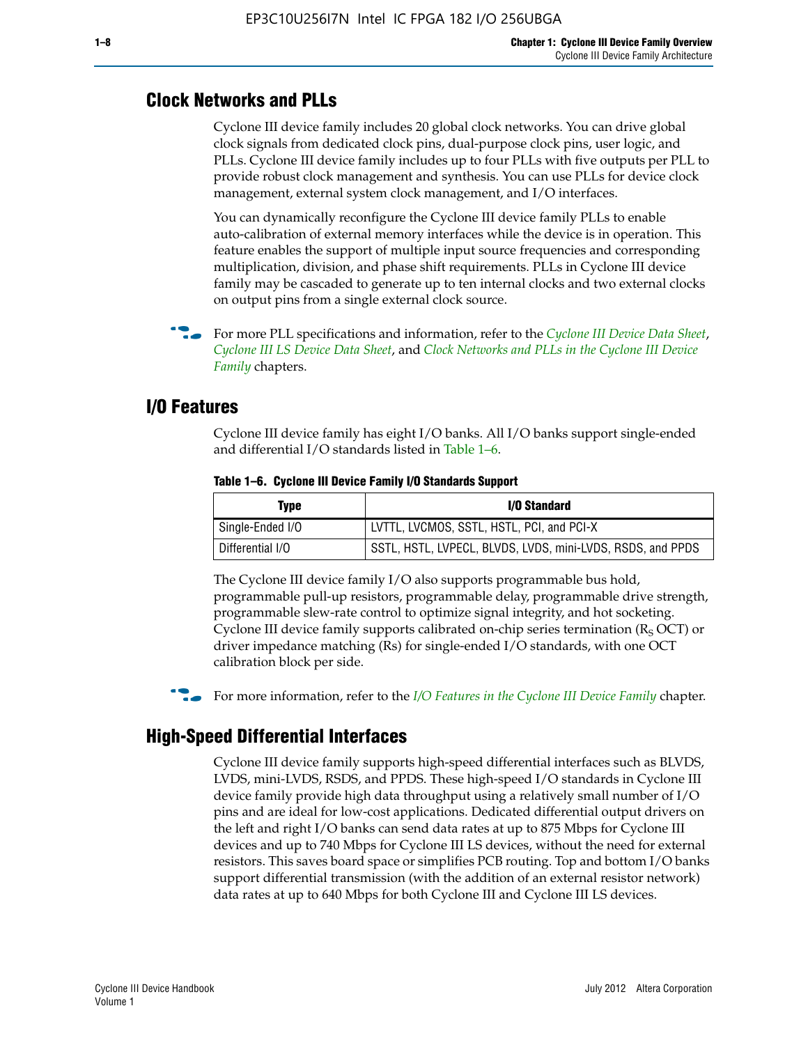## Clock Networks and PLLs

Cyclone III device family includes 20 global clock networks. You can drive global clock signals from dedicated clock pins, dual-purpose clock pins, user logic, and PLLs. Cyclone III device family includes up to four PLLs with five outputs per PLL to provide robust clock management and synthesis. You can use PLLs for device clock management, external system clock management, and I/O interfaces.

You can dynamically reconfigure the Cyclone III device family PLLs to enable auto-calibration of external memory interfaces while the device is in operation. This feature enables the support of multiple input source frequencies and corresponding multiplication, division, and phase shift requirements. PLLs in Cyclone III device family may be cascaded to generate up to ten internal clocks and two external clocks on output pins from a single external clock source.

For more PLL specifications and information, refer to the *Cyclone III Device Data Sheet*, *Cyclone III LS Device Data Sheet*, and *Clock Networks and PLLs in the Cyclone III Device Family* chapters.

## I/O Features

Cyclone III device family has eight I/O banks. All I/O banks support single-ended and differential I/O standards listed in Table 1–6.

**Table 1–6. Cyclone III Device Family I/O Standards Support**

| Type | I/O Standard |
|---|---|
| Single-Ended I/O | LVTTL, LVCMOS, SSTL, HSTL, PCI, and PCI-X |
| Differential I/O | SSTL, HSTL, LVPECL, BLVDS, LVDS, mini-LVDS, RSDS, and PPDS |

The Cyclone III device family I/O also supports programmable bus hold, programmable pull-up resistors, programmable delay, programmable drive strength, programmable slew-rate control to optimize signal integrity, and hot socketing. Cyclone III device family supports calibrated on-chip series termination ($R_S$ OCT) or driver impedance matching (Rs) for single-ended I/O standards, with one OCT calibration block per side.

For more information, refer to the *I/O Features in the Cyclone III Device Family* chapter.

## High-Speed Differential Interfaces

Cyclone III device family supports high-speed differential interfaces such as BLVDS, LVDS, mini-LVDS, RSDS, and PPDS. These high-speed I/O standards in Cyclone III device family provide high data throughput using a relatively small number of I/O pins and are ideal for low-cost applications. Dedicated differential output drivers on the left and right I/O banks can send data rates at up to 875 Mbps for Cyclone III devices and up to 740 Mbps for Cyclone III LS devices, without the need for external resistors. This saves board space or simplifies PCB routing. Top and bottom I/O banks support differential transmission (with the addition of an external resistor network) data rates at up to 640 Mbps for both Cyclone III and Cyclone III LS devices.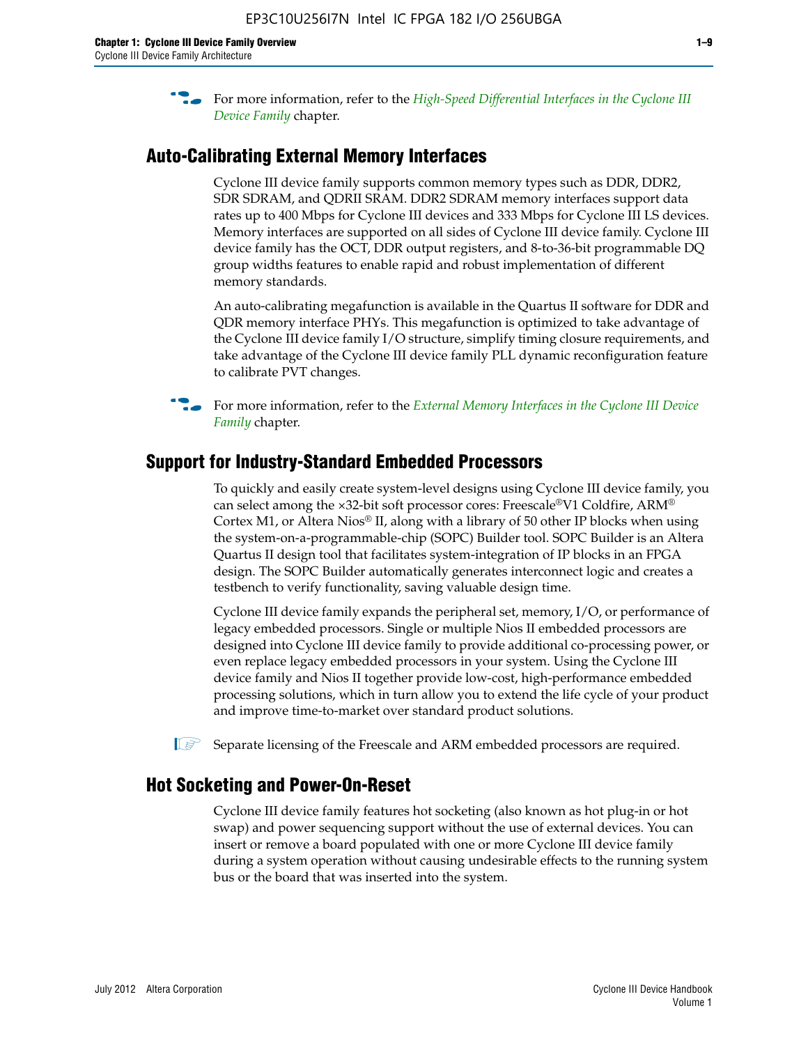For more information, refer to the *High-Speed Differential Interfaces in the Cyclone III Device Family* chapter.

## Auto-Calibrating External Memory Interfaces

Cyclone III device family supports common memory types such as DDR, DDR2, SDR SDRAM, and QDRII SRAM. DDR2 SDRAM memory interfaces support data rates up to 400 Mbps for Cyclone III devices and 333 Mbps for Cyclone III LS devices. Memory interfaces are supported on all sides of Cyclone III device family. Cyclone III device family has the OCT, DDR output registers, and 8-to-36-bit programmable DQ group widths features to enable rapid and robust implementation of different memory standards.

An auto-calibrating megafunction is available in the Quartus II software for DDR and QDR memory interface PHYs. This megafunction is optimized to take advantage of the Cyclone III device family I/O structure, simplify timing closure requirements, and take advantage of the Cyclone III device family PLL dynamic reconfiguration feature to calibrate PVT changes.

For more information, refer to the *External Memory Interfaces in the Cyclone III Device Family* chapter.

## Support for Industry-Standard Embedded Processors

To quickly and easily create system-level designs using Cyclone III device family, you can select among the ×32-bit soft processor cores: Freescale®V1 Coldfire, ARM® Cortex M1, or Altera Nios® II, along with a library of 50 other IP blocks when using the system-on-a-programmable-chip (SOPC) Builder tool. SOPC Builder is an Altera Quartus II design tool that facilitates system-integration of IP blocks in an FPGA design. The SOPC Builder automatically generates interconnect logic and creates a testbench to verify functionality, saving valuable design time.

Cyclone III device family expands the peripheral set, memory, I/O, or performance of legacy embedded processors. Single or multiple Nios II embedded processors are designed into Cyclone III device family to provide additional co-processing power, or even replace legacy embedded processors in your system. Using the Cyclone III device family and Nios II together provide low-cost, high-performance embedded processing solutions, which in turn allow you to extend the life cycle of your product and improve time-to-market over standard product solutions.

Separate licensing of the Freescale and ARM embedded processors are required.

## Hot Socketing and Power-On-Reset

Cyclone III device family features hot socketing (also known as hot plug-in or hot swap) and power sequencing support without the use of external devices. You can insert or remove a board populated with one or more Cyclone III device family during a system operation without causing undesirable effects to the running system bus or the board that was inserted into the system.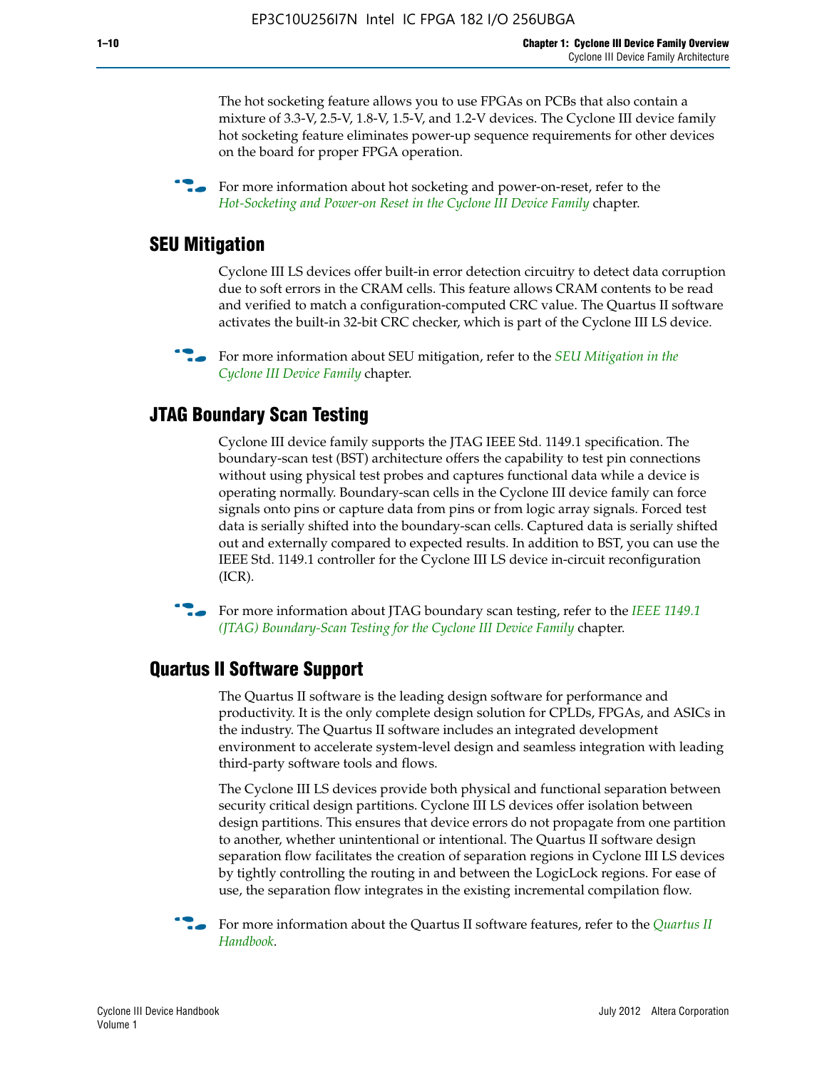The hot socketing feature allows you to use FPGAs on PCBs that also contain a mixture of 3.3-V, 2.5-V, 1.8-V, 1.5-V, and 1.2-V devices. The Cyclone III device family hot socketing feature eliminates power-up sequence requirements for other devices on the board for proper FPGA operation.

For more information about hot socketing and power-on-reset, refer to the *Hot-Socketing and Power-on Reset in the Cyclone III Device Family* chapter.

## SEU Mitigation

Cyclone III LS devices offer built-in error detection circuitry to detect data corruption due to soft errors in the CRAM cells. This feature allows CRAM contents to be read and verified to match a configuration-computed CRC value. The Quartus II software activates the built-in 32-bit CRC checker, which is part of the Cyclone III LS device.

For more information about SEU mitigation, refer to the *SEU Mitigation in the Cyclone III Device Family* chapter.

## JTAG Boundary Scan Testing

Cyclone III device family supports the JTAG IEEE Std. 1149.1 specification. The boundary-scan test (BST) architecture offers the capability to test pin connections without using physical test probes and captures functional data while a device is operating normally. Boundary-scan cells in the Cyclone III device family can force signals onto pins or capture data from pins or from logic array signals. Forced test data is serially shifted into the boundary-scan cells. Captured data is serially shifted out and externally compared to expected results. In addition to BST, you can use the IEEE Std. 1149.1 controller for the Cyclone III LS device in-circuit reconfiguration (ICR).

For more information about JTAG boundary scan testing, refer to the *IEEE 1149.1 (JTAG) Boundary-Scan Testing for the Cyclone III Device Family* chapter.

## Quartus II Software Support

The Quartus II software is the leading design software for performance and productivity. It is the only complete design solution for CPLDs, FPGAs, and ASICs in the industry. The Quartus II software includes an integrated development environment to accelerate system-level design and seamless integration with leading third-party software tools and flows.

The Cyclone III LS devices provide both physical and functional separation between security critical design partitions. Cyclone III LS devices offer isolation between design partitions. This ensures that device errors do not propagate from one partition to another, whether unintentional or intentional. The Quartus II software design separation flow facilitates the creation of separation regions in Cyclone III LS devices by tightly controlling the routing in and between the LogicLock regions. For ease of use, the separation flow integrates in the existing incremental compilation flow.

For more information about the Quartus II software features, refer to the *Quartus II Handbook*.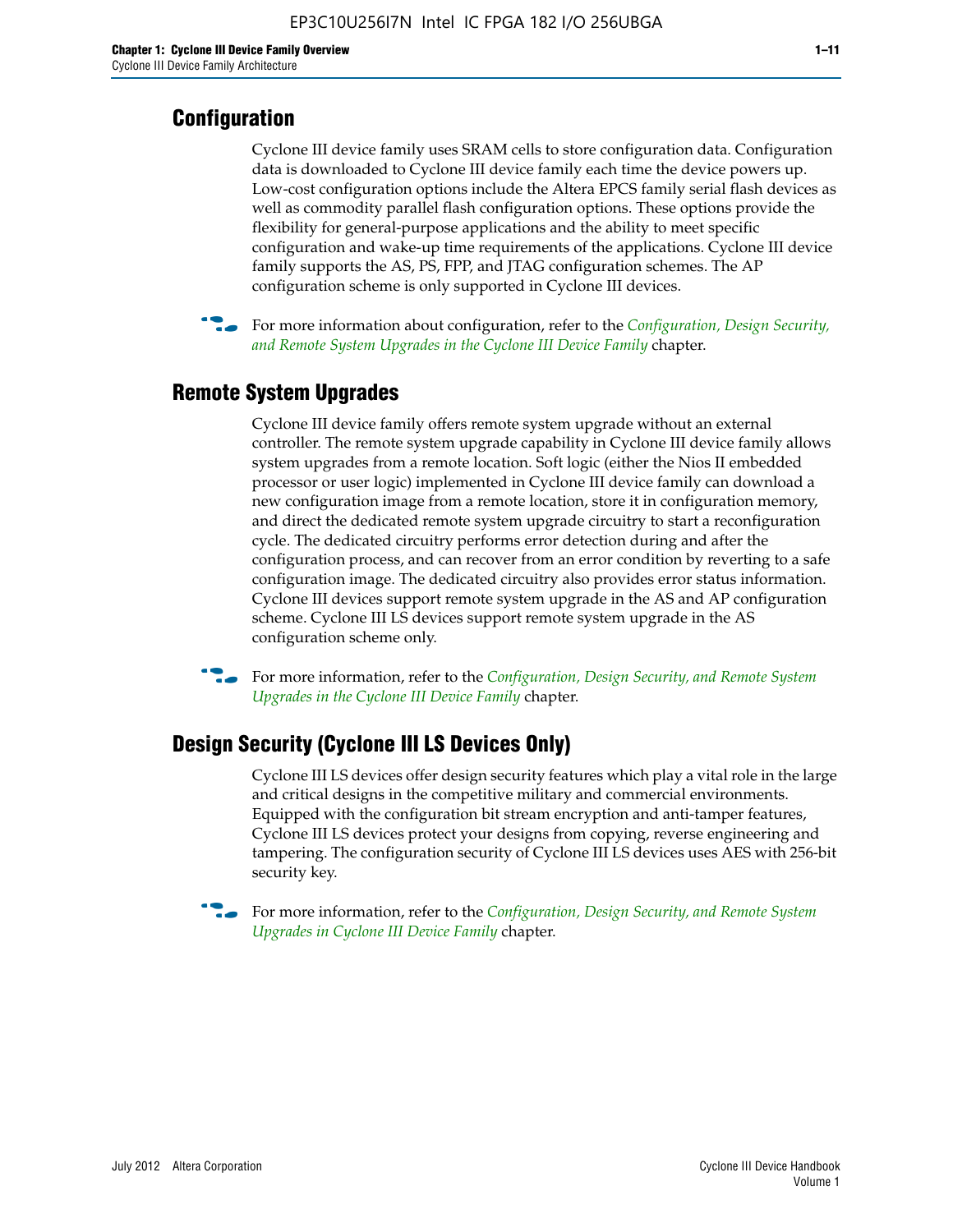## Configuration

Cyclone III device family uses SRAM cells to store configuration data. Configuration data is downloaded to Cyclone III device family each time the device powers up. Low-cost configuration options include the Altera EPCS family serial flash devices as well as commodity parallel flash configuration options. These options provide the flexibility for general-purpose applications and the ability to meet specific configuration and wake-up time requirements of the applications. Cyclone III device family supports the AS, PS, FPP, and JTAG configuration schemes. The AP configuration scheme is only supported in Cyclone III devices.

For more information about configuration, refer to the *Configuration, Design Security, and Remote System Upgrades in the Cyclone III Device Family* chapter.

## Remote System Upgrades

Cyclone III device family offers remote system upgrade without an external controller. The remote system upgrade capability in Cyclone III device family allows system upgrades from a remote location. Soft logic (either the Nios II embedded processor or user logic) implemented in Cyclone III device family can download a new configuration image from a remote location, store it in configuration memory, and direct the dedicated remote system upgrade circuitry to start a reconfiguration cycle. The dedicated circuitry performs error detection during and after the configuration process, and can recover from an error condition by reverting to a safe configuration image. The dedicated circuitry also provides error status information. Cyclone III devices support remote system upgrade in the AS and AP configuration scheme. Cyclone III LS devices support remote system upgrade in the AS configuration scheme only.

For more information, refer to the *Configuration, Design Security, and Remote System Upgrades in the Cyclone III Device Family* chapter.

## Design Security (Cyclone III LS Devices Only)

Cyclone III LS devices offer design security features which play a vital role in the large and critical designs in the competitive military and commercial environments. Equipped with the configuration bit stream encryption and anti-tamper features, Cyclone III LS devices protect your designs from copying, reverse engineering and tampering. The configuration security of Cyclone III LS devices uses AES with 256-bit security key.

For more information, refer to the *Configuration, Design Security, and Remote System Upgrades in Cyclone III Device Family* chapter.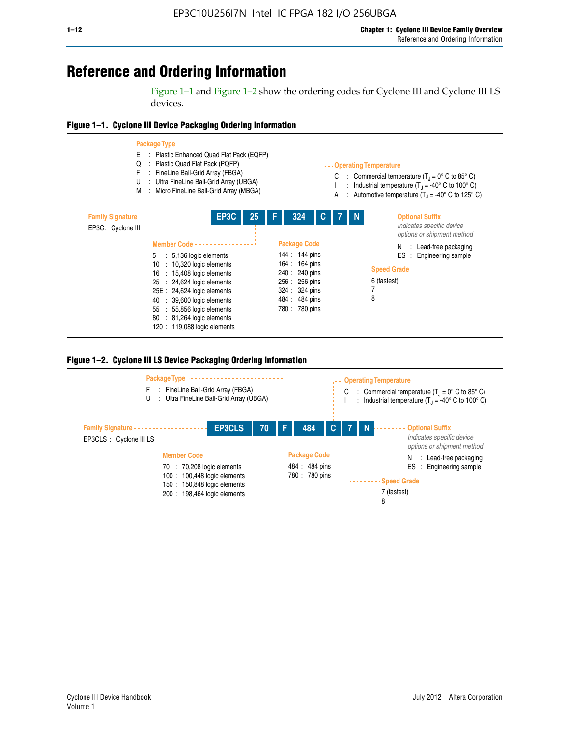# Reference and Ordering Information

Figure 1–1 and Figure 1–2 show the ordering codes for Cyclone III and Cyclone III LS devices.

**Figure 1–1. Cyclone III Device Packaging Ordering Information**

**EP3C | 25 | F | 324 | C | 7 | N**

**Family Signature**

EP3C : Cyclone III

**Member Code**

- 5 : 5,136 logic elements
- 10 : 10,320 logic elements
- 16 : 15,408 logic elements
- 25 : 24,624 logic elements
- 25E : 24,624 logic elements
- 40 : 39,600 logic elements
- 55 : 55,856 logic elements
- 80 : 81,264 logic elements
- 120 : 119,088 logic elements

**Package Type**

- E : Plastic Enhanced Quad Flat Pack (EQFP)
- Q : Plastic Quad Flat Pack (PQFP)
- F : FineLine Ball-Grid Array (FBGA)
- U : Ultra FineLine Ball-Grid Array (UBGA)
- M : Micro FineLine Ball-Grid Array (MBGA)

**Package Code**

- 144 : 144 pins
- 164 : 164 pins
- 240 : 240 pins
- 256 : 256 pins
- 324 : 324 pins
- 484 : 484 pins
- 780 : 780 pins

**Operating Temperature**

- C : Commercial temperature ($T_J$ = 0° C to 85° C)
- I : Industrial temperature ($T_J$ = -40° C to 100° C)
- A : Automotive temperature ($T_J$ = -40° C to 125° C)

**Speed Grade**

- 6 (fastest)
- 7
- 8

**Optional Suffix**

*Indicates specific device options or shipment method*

- N : Lead-free packaging
- ES : Engineering sample

**Figure 1–2. Cyclone III LS Device Packaging Ordering Information**

**EP3CLS | 70 | F | 484 | C | 7 | N**

**Family Signature**

EP3CLS : Cyclone III LS

**Member Code**

- 70 : 70,208 logic elements
- 100 : 100,448 logic elements
- 150 : 150,848 logic elements
- 200 : 198,464 logic elements

**Package Type**

- F : FineLine Ball-Grid Array (FBGA)
- U : Ultra FineLine Ball-Grid Array (UBGA)

**Package Code**

- 484 : 484 pins
- 780 : 780 pins

**Operating Temperature**

- C : Commercial temperature ($T_J$ = 0° C to 85° C)
- I : Industrial temperature ($T_J$ = -40° C to 100° C)

**Speed Grade**

- 7 (fastest)
- 8

**Optional Suffix**

*Indicates specific device options or shipment method*

- N : Lead-free packaging
- ES : Engineering sample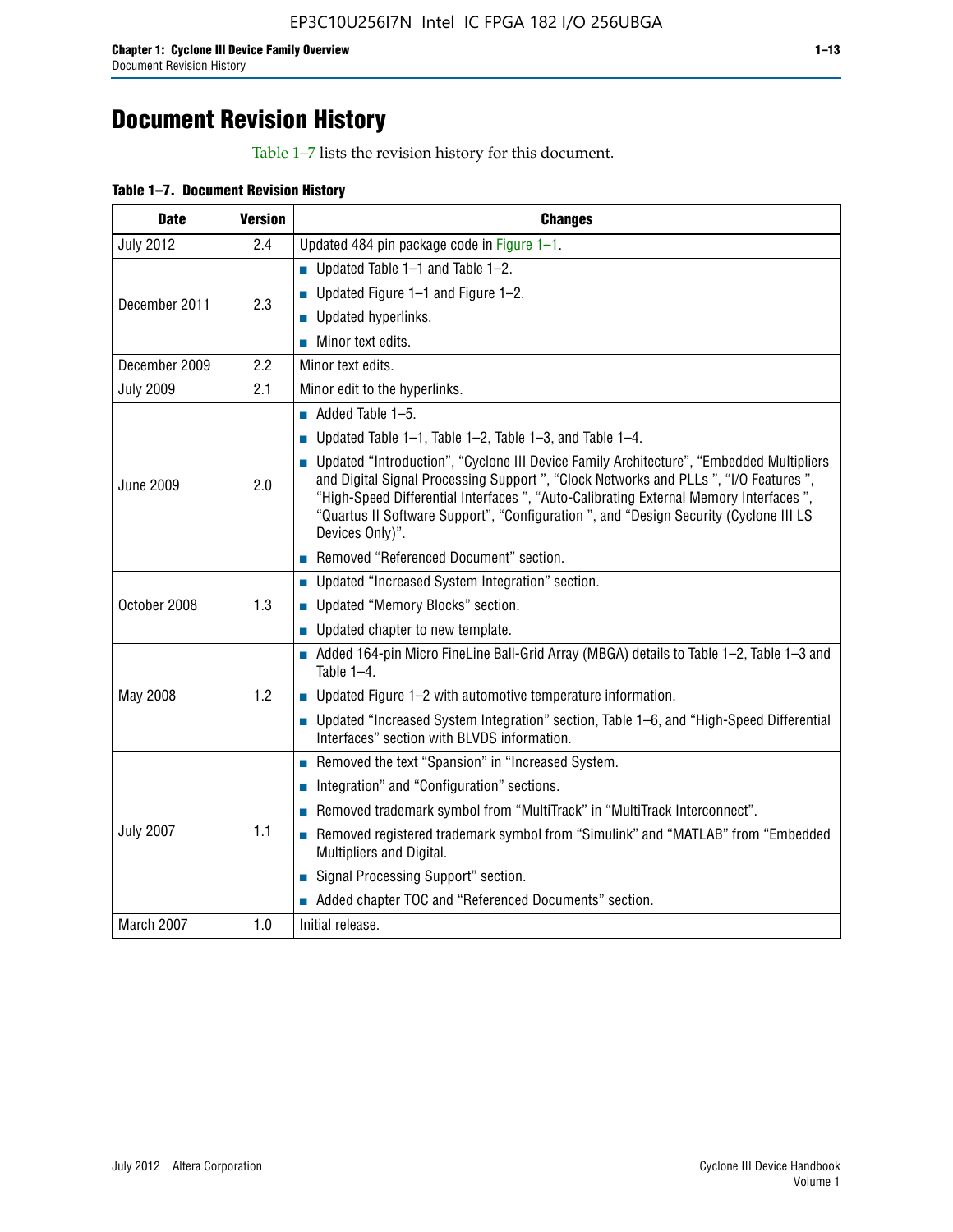# Document Revision History

Table 1–7 lists the revision history for this document.

**Table 1–7. Document Revision History**

| Date | Version | Changes |
|---|---|---|
| July 2012 | 2.4 | Updated 484 pin package code in Figure 1–1. |
| December 2011 | 2.3 | ■ Updated Table 1–1 and Table 1–2.<br>■ Updated Figure 1–1 and Figure 1–2.<br>■ Updated hyperlinks.<br>■ Minor text edits. |
| December 2009 | 2.2 | Minor text edits. |
| July 2009 | 2.1 | Minor edit to the hyperlinks. |
| June 2009 | 2.0 | ■ Added Table 1–5.<br>■ Updated Table 1–1, Table 1–2, Table 1–3, and Table 1–4.<br>■ Updated "Introduction", "Cyclone III Device Family Architecture", "Embedded Multipliers and Digital Signal Processing Support ", "Clock Networks and PLLs ", "I/O Features ", "High-Speed Differential Interfaces ", "Auto-Calibrating External Memory Interfaces ", "Quartus II Software Support", "Configuration ", and "Design Security (Cyclone III LS Devices Only)".<br>■ Removed "Referenced Document" section. |
| October 2008 | 1.3 | ■ Updated "Increased System Integration" section.<br>■ Updated "Memory Blocks" section.<br>■ Updated chapter to new template. |
| May 2008 | 1.2 | ■ Added 164-pin Micro FineLine Ball-Grid Array (MBGA) details to Table 1–2, Table 1–3 and Table 1–4.<br>■ Updated Figure 1–2 with automotive temperature information.<br>■ Updated "Increased System Integration" section, Table 1–6, and "High-Speed Differential Interfaces" section with BLVDS information. |
| July 2007 | 1.1 | ■ Removed the text "Spansion" in "Increased System.<br>■ Integration" and "Configuration" sections.<br>■ Removed trademark symbol from "MultiTrack" in "MultiTrack Interconnect".<br>■ Removed registered trademark symbol from "Simulink" and "MATLAB" from "Embedded Multipliers and Digital.<br>■ Signal Processing Support" section.<br>■ Added chapter TOC and "Referenced Documents" section. |
| March 2007 | 1.0 | Initial release. |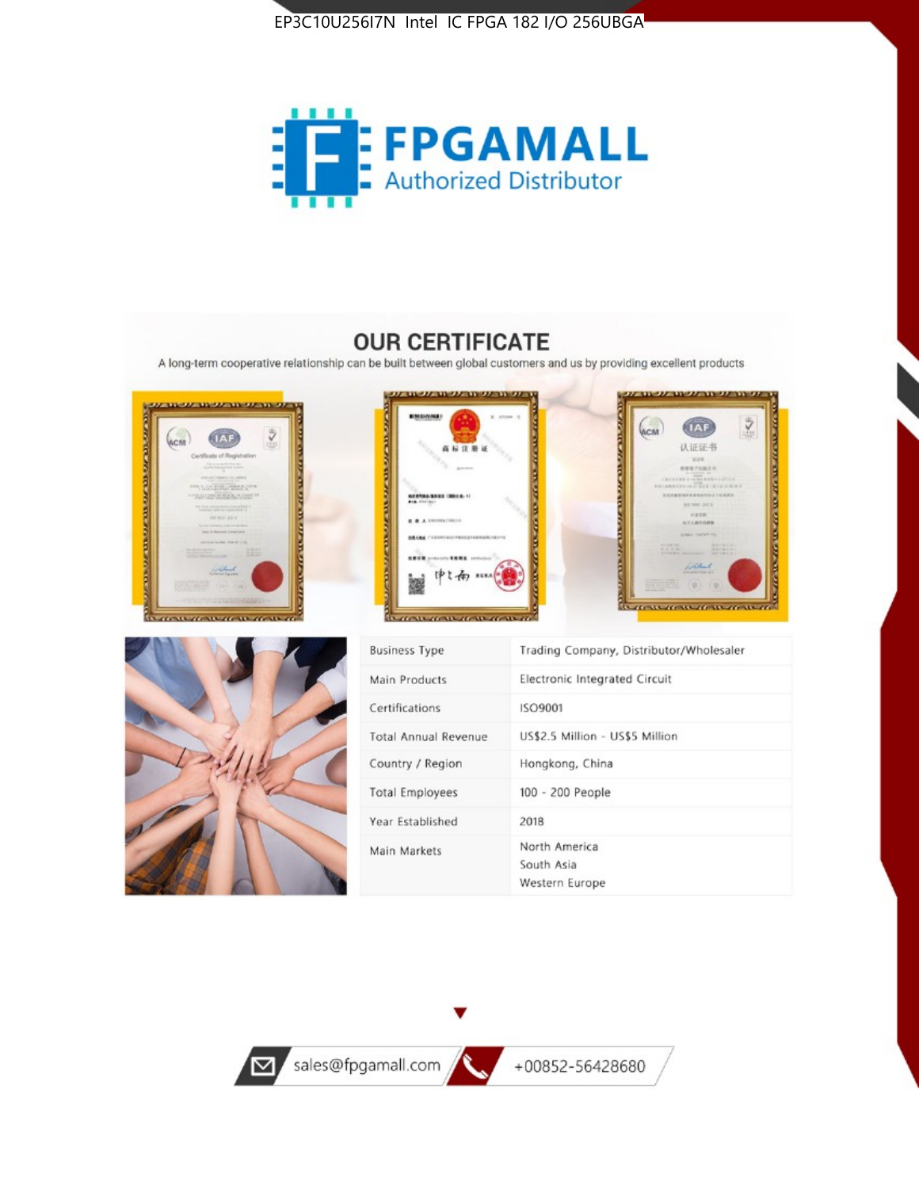FPGAMALL

Authorized Distributor

## OUR CERTIFICATE

A long-term cooperative relationship can be built between global customers and us by providing excellent products

| | |
|---|---|
| Business Type | Trading Company, Distributor/Wholesaler |
| Main Products | Electronic Integrated Circuit |
| Certifications | ISO9001 |
| Total Annual Revenue | US$2.5 Million - US$5 Million |
| Country / Region | Hongkong, China |
| Total Employees | 100 - 200 People |
| Year Established | 2018 |
| Main Markets | North America<br>South Asia<br>Western Europe |

sales@fpgamall.com

+00852-56428680